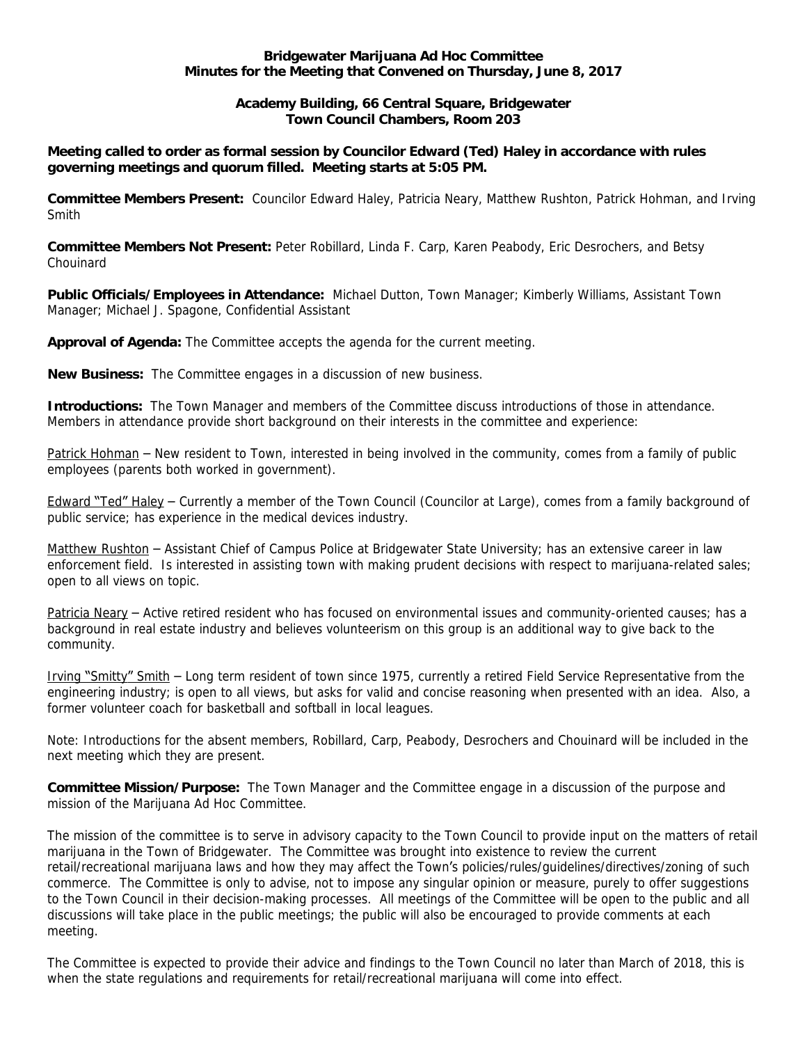**Bridgewater Marijuana Ad Hoc Committee**
**Minutes for the Meeting that Convened on Thursday, June 8, 2017**

**Academy Building, 66 Central Square, Bridgewater**
**Town Council Chambers, Room 203**

**Meeting called to order as formal session by Councilor Edward (Ted) Haley in accordance with rules governing meetings and quorum filled. Meeting starts at 5:05 PM.**

**Committee Members Present:** Councilor Edward Haley, Patricia Neary, Matthew Rushton, Patrick Hohman, and Irving Smith

**Committee Members Not Present:** Peter Robillard, Linda F. Carp, Karen Peabody, Eric Desrochers, and Betsy Chouinard

**Public Officials/Employees in Attendance:** Michael Dutton, Town Manager; Kimberly Williams, Assistant Town Manager; Michael J. Spagone, Confidential Assistant

**Approval of Agenda:** The Committee accepts the agenda for the current meeting.

**New Business:** The Committee engages in a discussion of new business.

**Introductions:** The Town Manager and members of the Committee discuss introductions of those in attendance. Members in attendance provide short background on their interests in the committee and experience:

Patrick Hohman – New resident to Town, interested in being involved in the community, comes from a family of public employees (parents both worked in government).

Edward "Ted" Haley – Currently a member of the Town Council (Councilor at Large), comes from a family background of public service; has experience in the medical devices industry.

Matthew Rushton – Assistant Chief of Campus Police at Bridgewater State University; has an extensive career in law enforcement field. Is interested in assisting town with making prudent decisions with respect to marijuana-related sales; open to all views on topic.

Patricia Neary – Active retired resident who has focused on environmental issues and community-oriented causes; has a background in real estate industry and believes volunteerism on this group is an additional way to give back to the community.

Irving "Smitty" Smith – Long term resident of town since 1975, currently a retired Field Service Representative from the engineering industry; is open to all views, but asks for valid and concise reasoning when presented with an idea. Also, a former volunteer coach for basketball and softball in local leagues.

Note: Introductions for the absent members, Robillard, Carp, Peabody, Desrochers and Chouinard will be included in the next meeting which they are present.

**Committee Mission/Purpose:** The Town Manager and the Committee engage in a discussion of the purpose and mission of the Marijuana Ad Hoc Committee.

The mission of the committee is to serve in advisory capacity to the Town Council to provide input on the matters of retail marijuana in the Town of Bridgewater. The Committee was brought into existence to review the current retail/recreational marijuana laws and how they may affect the Town's policies/rules/guidelines/directives/zoning of such commerce. The Committee is only to advise, not to impose any singular opinion or measure, purely to offer suggestions to the Town Council in their decision-making processes. All meetings of the Committee will be open to the public and all discussions will take place in the public meetings; the public will also be encouraged to provide comments at each meeting.

The Committee is expected to provide their advice and findings to the Town Council no later than March of 2018, this is when the state regulations and requirements for retail/recreational marijuana will come into effect.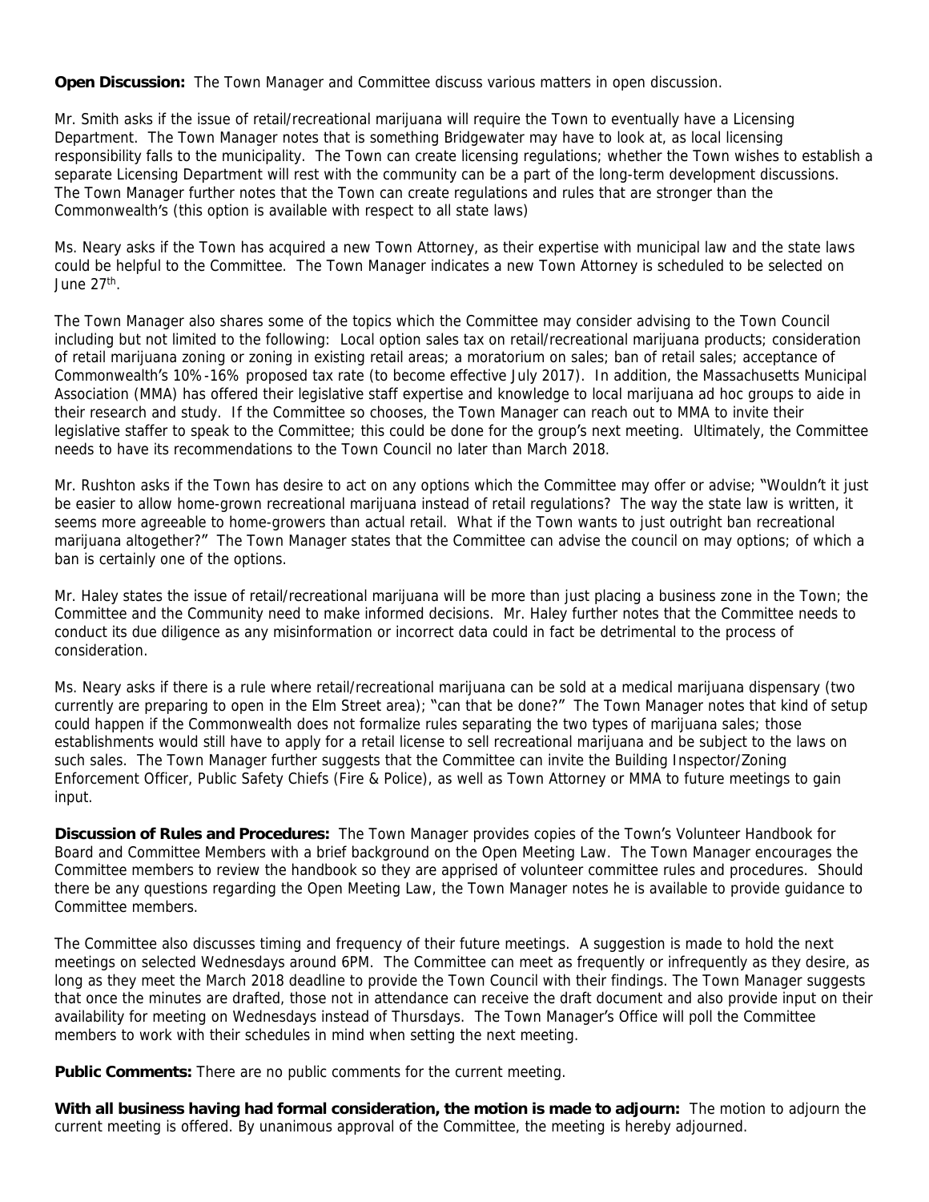**Open Discussion:** The Town Manager and Committee discuss various matters in open discussion.

Mr. Smith asks if the issue of retail/recreational marijuana will require the Town to eventually have a Licensing Department. The Town Manager notes that is something Bridgewater may have to look at, as local licensing responsibility falls to the municipality. The Town can create licensing regulations; whether the Town wishes to establish a separate Licensing Department will rest with the community can be a part of the long-term development discussions. The Town Manager further notes that the Town can create regulations and rules that are stronger than the Commonwealth's (this option is available with respect to all state laws)

Ms. Neary asks if the Town has acquired a new Town Attorney, as their expertise with municipal law and the state laws could be helpful to the Committee. The Town Manager indicates a new Town Attorney is scheduled to be selected on June 27th.

The Town Manager also shares some of the topics which the Committee may consider advising to the Town Council including but not limited to the following: Local option sales tax on retail/recreational marijuana products; consideration of retail marijuana zoning or zoning in existing retail areas; a moratorium on sales; ban of retail sales; acceptance of Commonwealth's 10%-16% proposed tax rate (to become effective July 2017). In addition, the Massachusetts Municipal Association (MMA) has offered their legislative staff expertise and knowledge to local marijuana ad hoc groups to aide in their research and study. If the Committee so chooses, the Town Manager can reach out to MMA to invite their legislative staffer to speak to the Committee; this could be done for the group's next meeting. Ultimately, the Committee needs to have its recommendations to the Town Council no later than March 2018.

Mr. Rushton asks if the Town has desire to act on any options which the Committee may offer or advise; "Wouldn't it just be easier to allow home-grown recreational marijuana instead of retail regulations? The way the state law is written, it seems more agreeable to home-growers than actual retail. What if the Town wants to just outright ban recreational marijuana altogether?" The Town Manager states that the Committee can advise the council on may options; of which a ban is certainly one of the options.

Mr. Haley states the issue of retail/recreational marijuana will be more than just placing a business zone in the Town; the Committee and the Community need to make informed decisions. Mr. Haley further notes that the Committee needs to conduct its due diligence as any misinformation or incorrect data could in fact be detrimental to the process of consideration.

Ms. Neary asks if there is a rule where retail/recreational marijuana can be sold at a medical marijuana dispensary (two currently are preparing to open in the Elm Street area); "can that be done?" The Town Manager notes that kind of setup could happen if the Commonwealth does not formalize rules separating the two types of marijuana sales; those establishments would still have to apply for a retail license to sell recreational marijuana and be subject to the laws on such sales. The Town Manager further suggests that the Committee can invite the Building Inspector/Zoning Enforcement Officer, Public Safety Chiefs (Fire & Police), as well as Town Attorney or MMA to future meetings to gain input.

**Discussion of Rules and Procedures:** The Town Manager provides copies of the Town's Volunteer Handbook for Board and Committee Members with a brief background on the Open Meeting Law. The Town Manager encourages the Committee members to review the handbook so they are apprised of volunteer committee rules and procedures. Should there be any questions regarding the Open Meeting Law, the Town Manager notes he is available to provide guidance to Committee members.

The Committee also discusses timing and frequency of their future meetings. A suggestion is made to hold the next meetings on selected Wednesdays around 6PM. The Committee can meet as frequently or infrequently as they desire, as long as they meet the March 2018 deadline to provide the Town Council with their findings. The Town Manager suggests that once the minutes are drafted, those not in attendance can receive the draft document and also provide input on their availability for meeting on Wednesdays instead of Thursdays. The Town Manager's Office will poll the Committee members to work with their schedules in mind when setting the next meeting.

**Public Comments:** There are no public comments for the current meeting.

**With all business having had formal consideration, the motion is made to adjourn:** The motion to adjourn the current meeting is offered. By unanimous approval of the Committee, the meeting is hereby adjourned.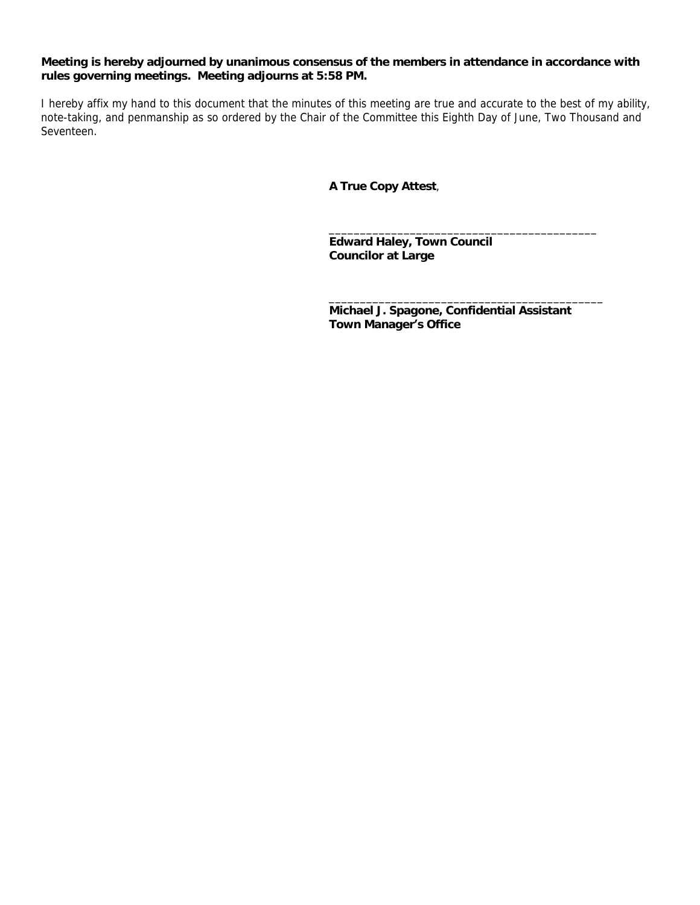**Meeting is hereby adjourned by unanimous consensus of the members in attendance in accordance with rules governing meetings. Meeting adjourns at 5:58 PM.**

I hereby affix my hand to this document that the minutes of this meeting are true and accurate to the best of my ability, note-taking, and penmanship as so ordered by the Chair of the Committee this Eighth Day of June, Two Thousand and Seventeen.

**A True Copy Attest**,

___________________________________________
**Edward Haley, Town Council**
**Councilor at Large**

___________________________________________
**Michael J. Spagone, Confidential Assistant**
**Town Manager's Office**